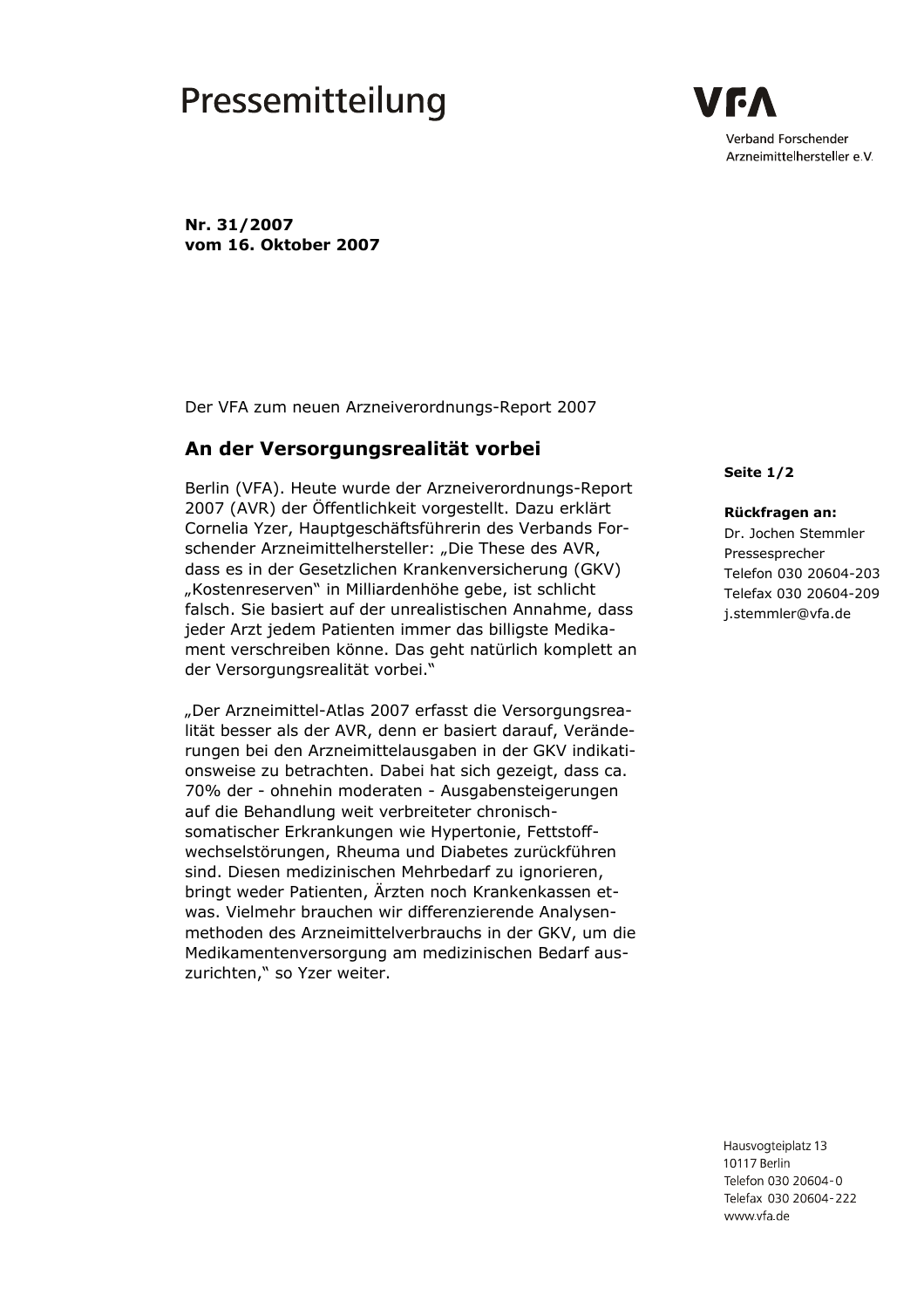# Pressemitteilung

VFA

Verband Forschender Arzneimittelhersteller e.V.

**Nr. 31/2007**
**vom 16. Oktober 2007**

Der VFA zum neuen Arzneiverordnungs-Report 2007

## An der Versorgungsrealität vorbei

**Seite 1/2**

**Rückfragen an:**
Dr. Jochen Stemmler
Pressesprecher
Telefon 030 20604-203
Telefax 030 20604-209
j.stemmler@vfa.de

Berlin (VFA). Heute wurde der Arzneiverordnungs-Report 2007 (AVR) der Öffentlichkeit vorgestellt. Dazu erklärt Cornelia Yzer, Hauptgeschäftsführerin des Verbands Forschender Arzneimittelhersteller: „Die These des AVR, dass es in der Gesetzlichen Krankenversicherung (GKV) „Kostenreserven" in Milliardenhöhe gebe, ist schlicht falsch. Sie basiert auf der unrealistischen Annahme, dass jeder Arzt jedem Patienten immer das billigste Medikament verschreiben könne. Das geht natürlich komplett an der Versorgungsrealität vorbei."

„Der Arzneimittel-Atlas 2007 erfasst die Versorgungsrealität besser als der AVR, denn er basiert darauf, Veränderungen bei den Arzneimittelausgaben in der GKV indikationsweise zu betrachten. Dabei hat sich gezeigt, dass ca. 70% der - ohnehin moderaten - Ausgabensteigerungen auf die Behandlung weit verbreiteter chronisch-somatischer Erkrankungen wie Hypertonie, Fettstoffwechselstörungen, Rheuma und Diabetes zurückführen sind. Diesen medizinischen Mehrbedarf zu ignorieren, bringt weder Patienten, Ärzten noch Krankenkassen etwas. Vielmehr brauchen wir differenzierende Analysenmethoden des Arzneimittelverbrauchs in der GKV, um die Medikamentenversorgung am medizinischen Bedarf auszurichten," so Yzer weiter.

Hausvogteiplatz 13
10117 Berlin
Telefon 030 20604-0
Telefax 030 20604-222
www.vfa.de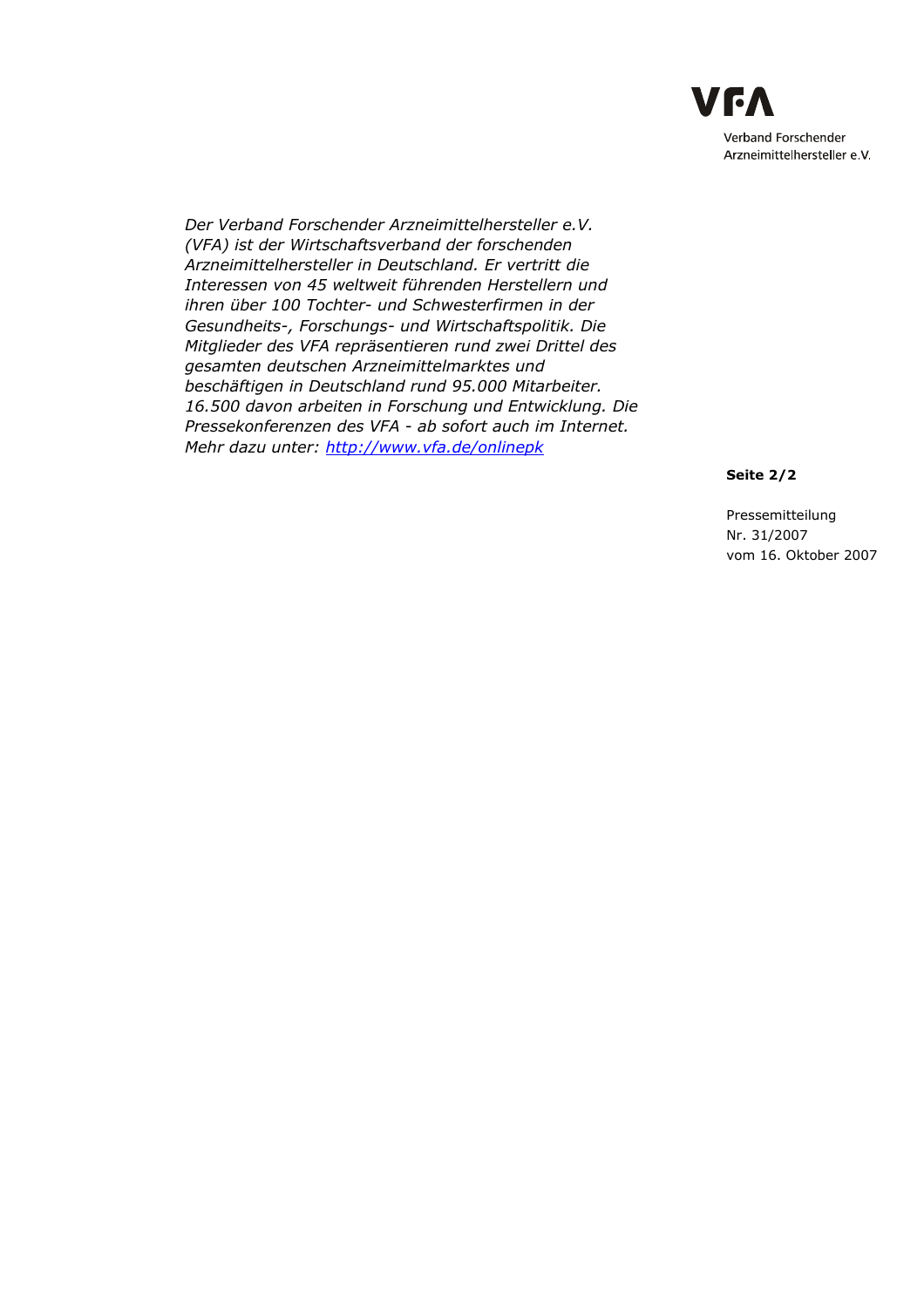*Der Verband Forschender Arzneimittelhersteller e.V. (VFA) ist der Wirtschaftsverband der forschenden Arzneimittelhersteller in Deutschland. Er vertritt die Interessen von 45 weltweit führenden Herstellern und ihren über 100 Tochter- und Schwesterfirmen in der Gesundheits-, Forschungs- und Wirtschaftspolitik. Die Mitglieder des VFA repräsentieren rund zwei Drittel des gesamten deutschen Arzneimittelmarktes und beschäftigen in Deutschland rund 95.000 Mitarbeiter. 16.500 davon arbeiten in Forschung und Entwicklung. Die Pressekonferenzen des VFA - ab sofort auch im Internet. Mehr dazu unter: [http://www.vfa.de/onlinepk](http://www.vfa.de/onlinepk)*

Pressemitteilung
Nr. 31/2007
vom 16. Oktober 2007